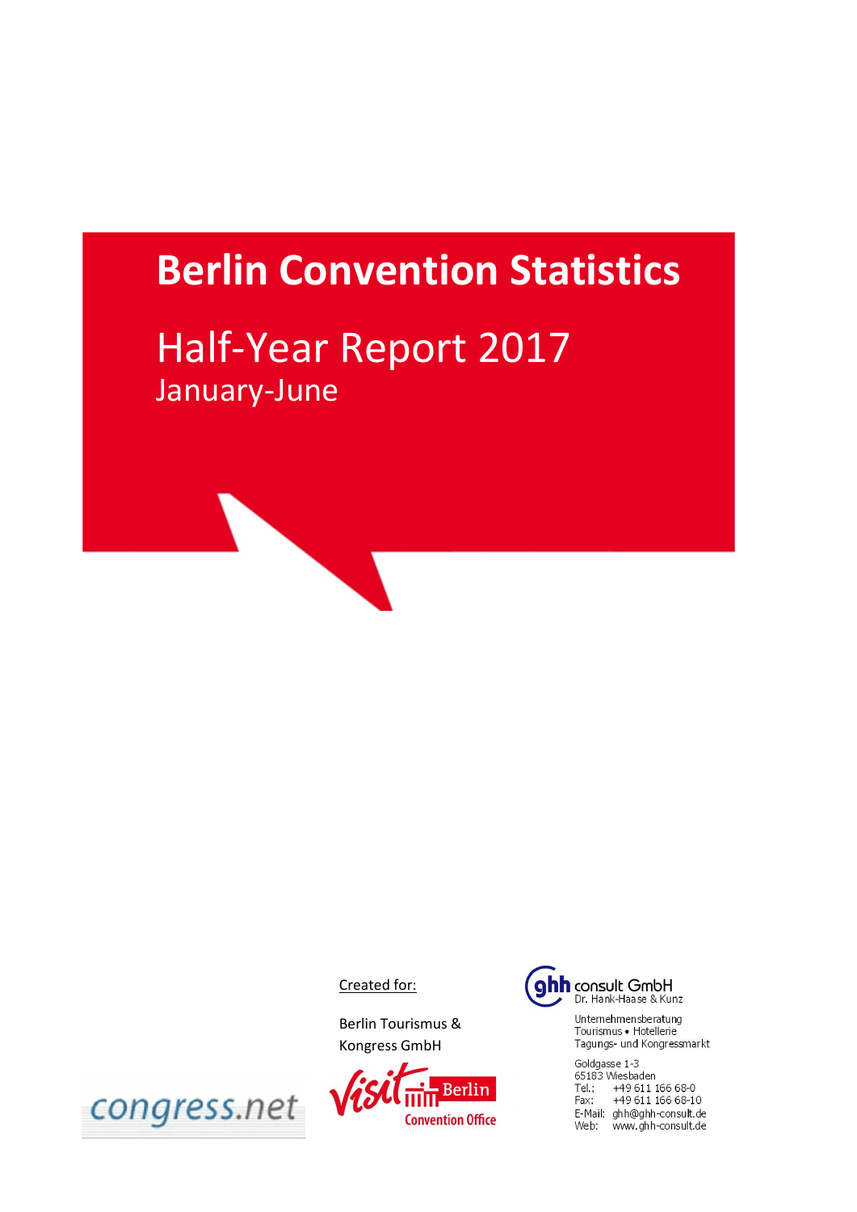# Berlin Convention Statistics

## Half-Year Report 2017

January-June

Created for:

Berlin Tourismus & Kongress GmbH

Visit Berlin Convention Office

congress.net

ghh consult GmbH
Dr. Hank-Haase & Kunz

Unternehmensberatung
Tourismus • Hotellerie
Tagungs- und Kongressmarkt

Goldgasse 1-3
65183 Wiesbaden
Tel.: +49 611 166 68-0
Fax: +49 611 166 68-10
E-Mail: ghh@ghh-consult.de
Web: www.ghh-consult.de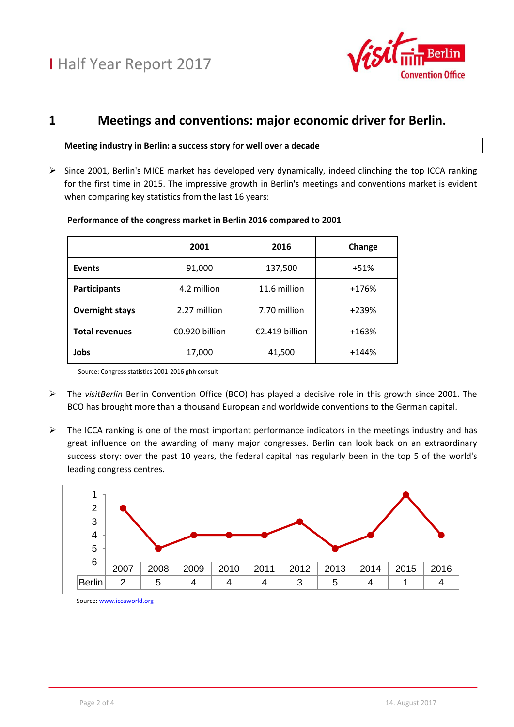# 1 Meetings and conventions: major economic driver for Berlin.

**Meeting industry in Berlin: a success story for well over a decade**

- Since 2001, Berlin's MICE market has developed very dynamically, indeed clinching the top ICCA ranking for the first time in 2015. The impressive growth in Berlin's meetings and conventions market is evident when comparing key statistics from the last 16 years:

**Performance of the congress market in Berlin 2016 compared to 2001**

| | 2001 | 2016 | Change |
|---|---|---|---|
| **Events** | 91,000 | 137,500 | +51% |
| **Participants** | 4.2 million | 11.6 million | +176% |
| **Overnight stays** | 2.27 million | 7.70 million | +239% |
| **Total revenues** | €0.920 billion | €2.419 billion | +163% |
| **Jobs** | 17,000 | 41,500 | +144% |

Source: Congress statistics 2001-2016 ghh consult

- The *visitBerlin* Berlin Convention Office (BCO) has played a decisive role in this growth since 2001. The BCO has brought more than a thousand European and worldwide conventions to the German capital.

- The ICCA ranking is one of the most important performance indicators in the meetings industry and has great influence on the awarding of many major congresses. Berlin can look back on an extraordinary success story: over the past 10 years, the federal capital has regularly been in the top 5 of the world's leading congress centres.

| | 2007 | 2008 | 2009 | 2010 | 2011 | 2012 | 2013 | 2014 | 2015 | 2016 |
|---|---|---|---|---|---|---|---|---|---|---|
| Berlin | 2 | 5 | 4 | 4 | 4 | 3 | 5 | 4 | 1 | 4 |

Source: www.iccaworld.org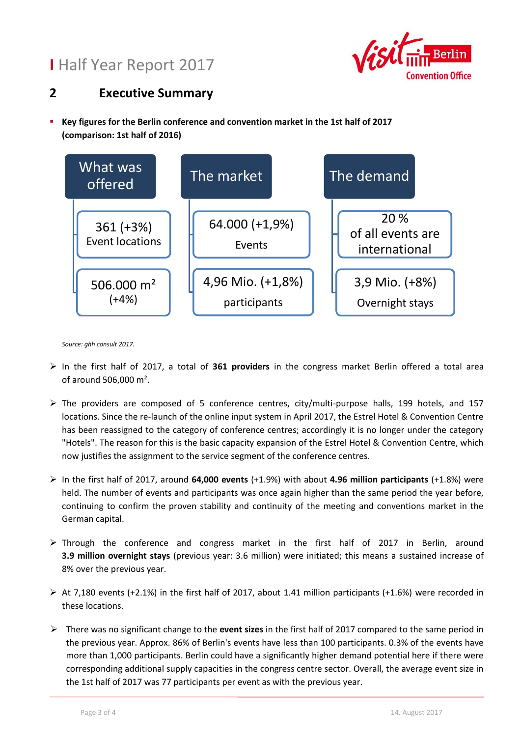# Half Year Report 2017

## 2 Executive Summary

- **Key figures for the Berlin conference and convention market in the 1st half of 2017 (comparison: 1st half of 2016)**

| What was offered | The market | The demand |
|---|---|---|
| 361 (+3%) Event locations | 64.000 (+1,9%) Events | 20 % of all events are international |
| 506.000 m² (+4%) | 4,96 Mio. (+1,8%) participants | 3,9 Mio. (+8%) Overnight stays |

*Source: ghh consult 2017.*

- In the first half of 2017, a total of **361 providers** in the congress market Berlin offered a total area of around 506,000 m².
- The providers are composed of 5 conference centres, city/multi-purpose halls, 199 hotels, and 157 locations. Since the re-launch of the online input system in April 2017, the Estrel Hotel & Convention Centre has been reassigned to the category of conference centres; accordingly it is no longer under the category "Hotels". The reason for this is the basic capacity expansion of the Estrel Hotel & Convention Centre, which now justifies the assignment to the service segment of the conference centres.
- In the first half of 2017, around **64,000 events** (+1.9%) with about **4.96 million participants** (+1.8%) were held. The number of events and participants was once again higher than the same period the year before, continuing to confirm the proven stability and continuity of the meeting and conventions market in the German capital.
- Through the conference and congress market in the first half of 2017 in Berlin, around **3.9 million overnight stays** (previous year: 3.6 million) were initiated; this means a sustained increase of 8% over the previous year.
- At 7,180 events (+2.1%) in the first half of 2017, about 1.41 million participants (+1.6%) were recorded in these locations.
- There was no significant change to the **event sizes** in the first half of 2017 compared to the same period in the previous year. Approx. 86% of Berlin's events have less than 100 participants. 0.3% of the events have more than 1,000 participants. Berlin could have a significantly higher demand potential here if there were corresponding additional supply capacities in the congress centre sector. Overall, the average event size in the 1st half of 2017 was 77 participants per event as with the previous year.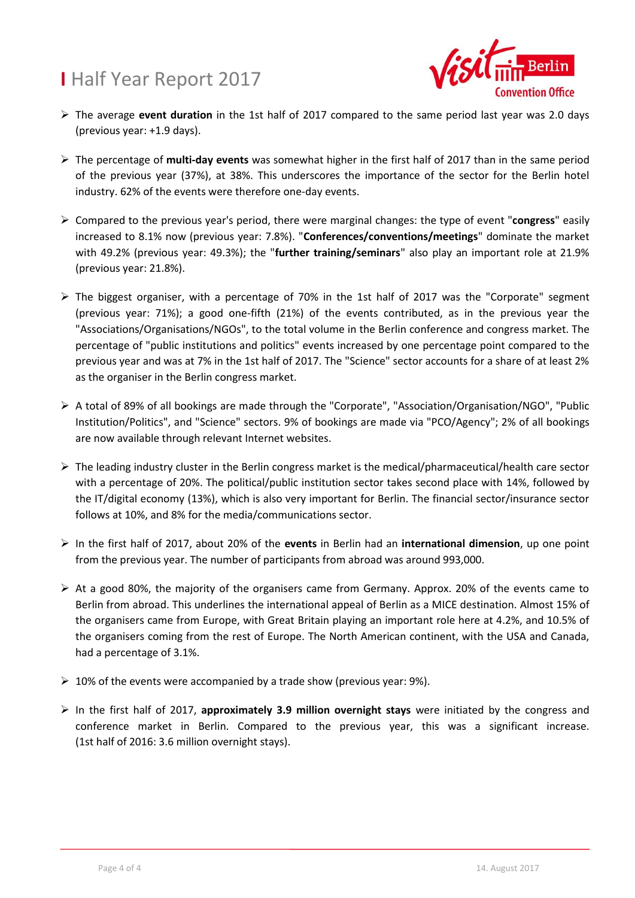- The average **event duration** in the 1st half of 2017 compared to the same period last year was 2.0 days (previous year: +1.9 days).
- The percentage of **multi-day events** was somewhat higher in the first half of 2017 than in the same period of the previous year (37%), at 38%. This underscores the importance of the sector for the Berlin hotel industry. 62% of the events were therefore one-day events.
- Compared to the previous year's period, there were marginal changes: the type of event "**congress**" easily increased to 8.1% now (previous year: 7.8%). "**Conferences/conventions/meetings**" dominate the market with 49.2% (previous year: 49.3%); the "**further training/seminars**" also play an important role at 21.9% (previous year: 21.8%).
- The biggest organiser, with a percentage of 70% in the 1st half of 2017 was the "Corporate" segment (previous year: 71%); a good one-fifth (21%) of the events contributed, as in the previous year the "Associations/Organisations/NGOs", to the total volume in the Berlin conference and congress market. The percentage of "public institutions and politics" events increased by one percentage point compared to the previous year and was at 7% in the 1st half of 2017. The "Science" sector accounts for a share of at least 2% as the organiser in the Berlin congress market.
- A total of 89% of all bookings are made through the "Corporate", "Association/Organisation/NGO", "Public Institution/Politics", and "Science" sectors. 9% of bookings are made via "PCO/Agency"; 2% of all bookings are now available through relevant Internet websites.
- The leading industry cluster in the Berlin congress market is the medical/pharmaceutical/health care sector with a percentage of 20%. The political/public institution sector takes second place with 14%, followed by the IT/digital economy (13%), which is also very important for Berlin. The financial sector/insurance sector follows at 10%, and 8% for the media/communications sector.
- In the first half of 2017, about 20% of the **events** in Berlin had an **international dimension**, up one point from the previous year. The number of participants from abroad was around 993,000.
- At a good 80%, the majority of the organisers came from Germany. Approx. 20% of the events came to Berlin from abroad. This underlines the international appeal of Berlin as a MICE destination. Almost 15% of the organisers came from Europe, with Great Britain playing an important role here at 4.2%, and 10.5% of the organisers coming from the rest of Europe. The North American continent, with the USA and Canada, had a percentage of 3.1%.
- 10% of the events were accompanied by a trade show (previous year: 9%).
- In the first half of 2017, **approximately 3.9 million overnight stays** were initiated by the congress and conference market in Berlin. Compared to the previous year, this was a significant increase. (1st half of 2016: 3.6 million overnight stays).